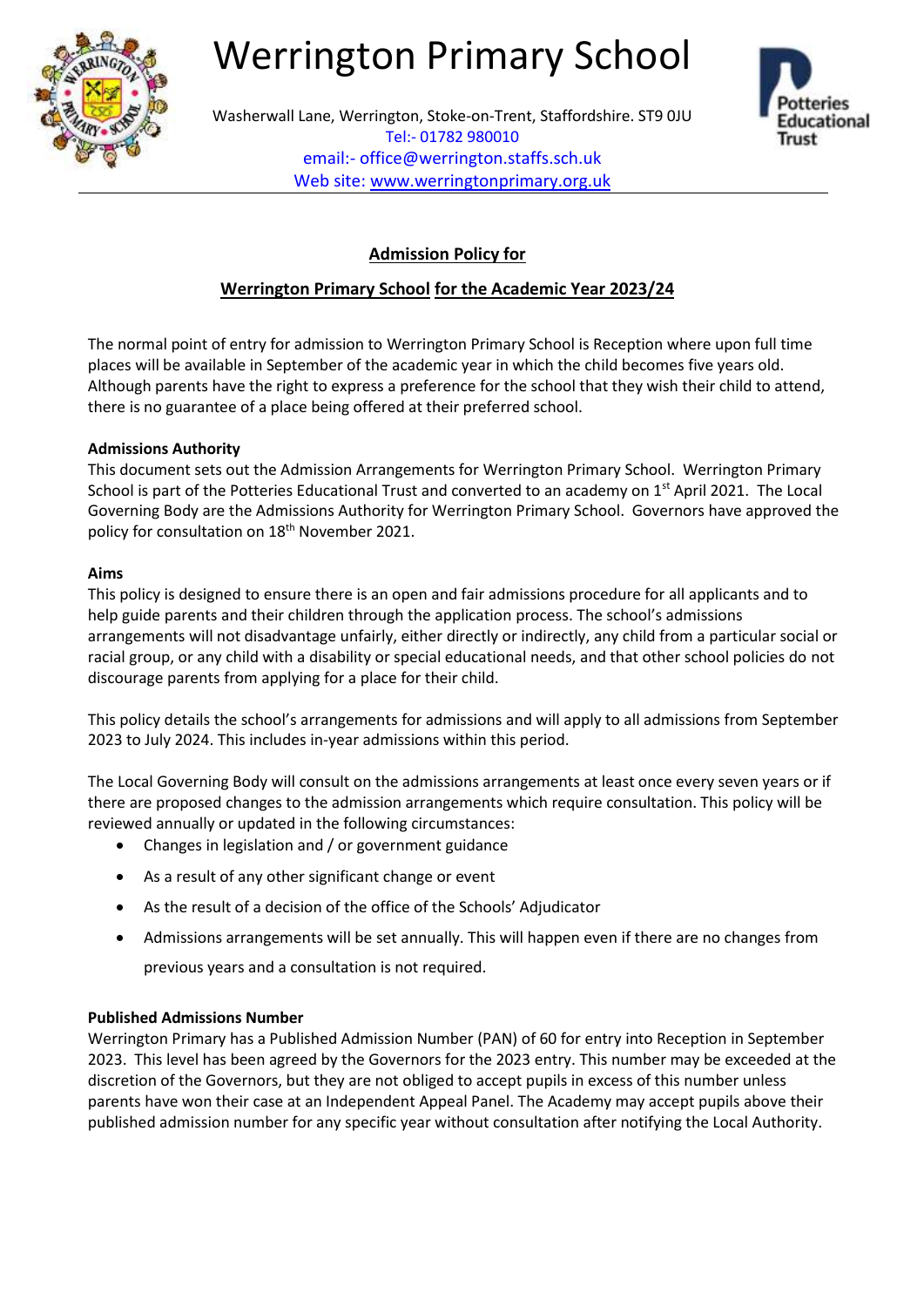# Werrington Primary School

Washerwall Lane, Werrington, Stoke-on-Trent, Staffordshire. ST9 0JU
Tel:- 01782 980010
email:- office@werrington.staffs.sch.uk
Web site: www.werringtonprimary.org.uk

## Admission Policy for

## Werrington Primary School for the Academic Year 2023/24

The normal point of entry for admission to Werrington Primary School is Reception where upon full time places will be available in September of the academic year in which the child becomes five years old. Although parents have the right to express a preference for the school that they wish their child to attend, there is no guarantee of a place being offered at their preferred school.

**Admissions Authority**

This document sets out the Admission Arrangements for Werrington Primary School. Werrington Primary School is part of the Potteries Educational Trust and converted to an academy on 1st April 2021. The Local Governing Body are the Admissions Authority for Werrington Primary School. Governors have approved the policy for consultation on 18th November 2021.

**Aims**

This policy is designed to ensure there is an open and fair admissions procedure for all applicants and to help guide parents and their children through the application process. The school's admissions arrangements will not disadvantage unfairly, either directly or indirectly, any child from a particular social or racial group, or any child with a disability or special educational needs, and that other school policies do not discourage parents from applying for a place for their child.

This policy details the school's arrangements for admissions and will apply to all admissions from September 2023 to July 2024. This includes in-year admissions within this period.

The Local Governing Body will consult on the admissions arrangements at least once every seven years or if there are proposed changes to the admission arrangements which require consultation. This policy will be reviewed annually or updated in the following circumstances:

- Changes in legislation and / or government guidance
- As a result of any other significant change or event
- As the result of a decision of the office of the Schools' Adjudicator
- Admissions arrangements will be set annually. This will happen even if there are no changes from previous years and a consultation is not required.

**Published Admissions Number**

Werrington Primary has a Published Admission Number (PAN) of 60 for entry into Reception in September 2023. This level has been agreed by the Governors for the 2023 entry. This number may be exceeded at the discretion of the Governors, but they are not obliged to accept pupils in excess of this number unless parents have won their case at an Independent Appeal Panel. The Academy may accept pupils above their published admission number for any specific year without consultation after notifying the Local Authority.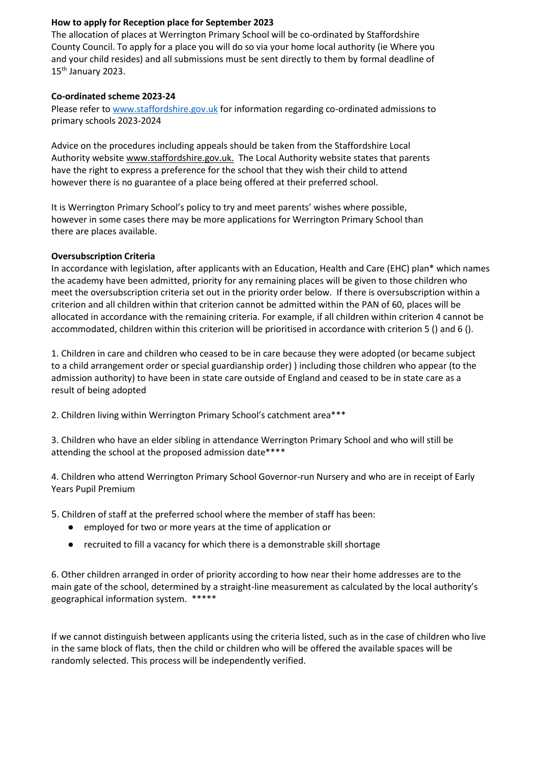**How to apply for Reception place for September 2023**

The allocation of places at Werrington Primary School will be co-ordinated by Staffordshire County Council. To apply for a place you will do so via your home local authority (ie Where you and your child resides) and all submissions must be sent directly to them by formal deadline of 15th January 2023.

**Co-ordinated scheme 2023-24**

Please refer to www.staffordshire.gov.uk for information regarding co-ordinated admissions to primary schools 2023-2024

Advice on the procedures including appeals should be taken from the Staffordshire Local Authority website www.staffordshire.gov.uk. The Local Authority website states that parents have the right to express a preference for the school that they wish their child to attend however there is no guarantee of a place being offered at their preferred school.

It is Werrington Primary School's policy to try and meet parents' wishes where possible, however in some cases there may be more applications for Werrington Primary School than there are places available.

**Oversubscription Criteria**

In accordance with legislation, after applicants with an Education, Health and Care (EHC) plan* which names the academy have been admitted, priority for any remaining places will be given to those children who meet the oversubscription criteria set out in the priority order below. If there is oversubscription within a criterion and all children within that criterion cannot be admitted within the PAN of 60, places will be allocated in accordance with the remaining criteria. For example, if all children within criterion 4 cannot be accommodated, children within this criterion will be prioritised in accordance with criterion 5 () and 6 ().

1. Children in care and children who ceased to be in care because they were adopted (or became subject to a child arrangement order or special guardianship order) ) including those children who appear (to the admission authority) to have been in state care outside of England and ceased to be in state care as a result of being adopted

2. Children living within Werrington Primary School's catchment area***

3. Children who have an elder sibling in attendance Werrington Primary School and who will still be attending the school at the proposed admission date****

4. Children who attend Werrington Primary School Governor-run Nursery and who are in receipt of Early Years Pupil Premium

5. Children of staff at the preferred school where the member of staff has been:
   - employed for two or more years at the time of application or
   - recruited to fill a vacancy for which there is a demonstrable skill shortage

6. Other children arranged in order of priority according to how near their home addresses are to the main gate of the school, determined by a straight-line measurement as calculated by the local authority's geographical information system. *****

If we cannot distinguish between applicants using the criteria listed, such as in the case of children who live in the same block of flats, then the child or children who will be offered the available spaces will be randomly selected. This process will be independently verified.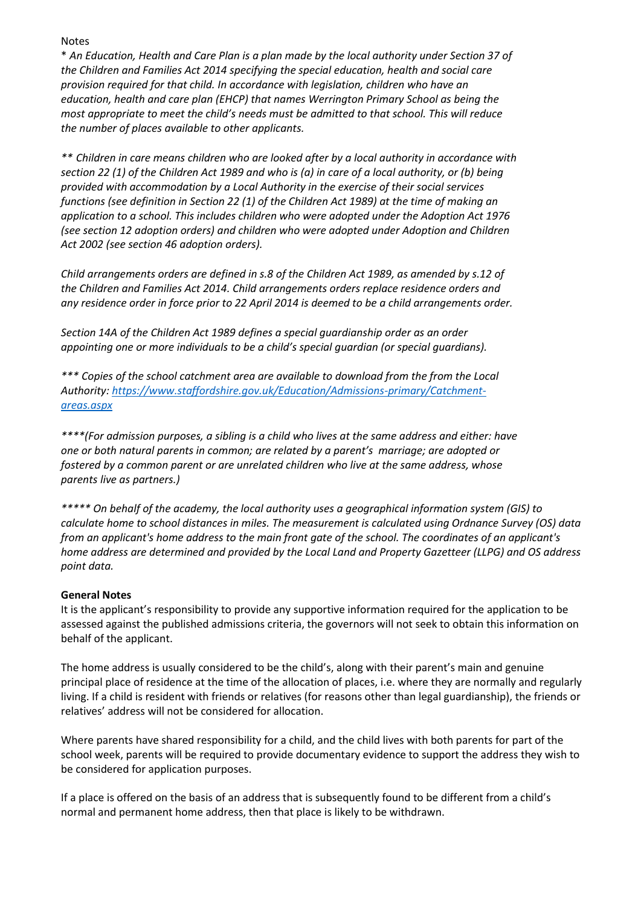Notes

*\* An Education, Health and Care Plan is a plan made by the local authority under Section 37 of the Children and Families Act 2014 specifying the special education, health and social care provision required for that child. In accordance with legislation, children who have an education, health and care plan (EHCP) that names Werrington Primary School as being the most appropriate to meet the child's needs must be admitted to that school. This will reduce the number of places available to other applicants.*

*\*\* Children in care means children who are looked after by a local authority in accordance with section 22 (1) of the Children Act 1989 and who is (a) in care of a local authority, or (b) being provided with accommodation by a Local Authority in the exercise of their social services functions (see definition in Section 22 (1) of the Children Act 1989) at the time of making an application to a school. This includes children who were adopted under the Adoption Act 1976 (see section 12 adoption orders) and children who were adopted under Adoption and Children Act 2002 (see section 46 adoption orders).*

*Child arrangements orders are defined in s.8 of the Children Act 1989, as amended by s.12 of the Children and Families Act 2014. Child arrangements orders replace residence orders and any residence order in force prior to 22 April 2014 is deemed to be a child arrangements order.*

*Section 14A of the Children Act 1989 defines a special guardianship order as an order appointing one or more individuals to be a child's special guardian (or special guardians).*

*\*\*\* Copies of the school catchment area are available to download from the from the Local Authority: [https://www.staffordshire.gov.uk/Education/Admissions-primary/Catchment-areas.aspx](https://www.staffordshire.gov.uk/Education/Admissions-primary/Catchment-areas.aspx)*

*\*\*\*\*(For admission purposes, a sibling is a child who lives at the same address and either: have one or both natural parents in common; are related by a parent's marriage; are adopted or fostered by a common parent or are unrelated children who live at the same address, whose parents live as partners.)*

*\*\*\*\*\* On behalf of the academy, the local authority uses a geographical information system (GIS) to calculate home to school distances in miles. The measurement is calculated using Ordnance Survey (OS) data from an applicant's home address to the main front gate of the school. The coordinates of an applicant's home address are determined and provided by the Local Land and Property Gazetteer (LLPG) and OS address point data.*

**General Notes**

It is the applicant's responsibility to provide any supportive information required for the application to be assessed against the published admissions criteria, the governors will not seek to obtain this information on behalf of the applicant.

The home address is usually considered to be the child's, along with their parent's main and genuine principal place of residence at the time of the allocation of places, i.e. where they are normally and regularly living. If a child is resident with friends or relatives (for reasons other than legal guardianship), the friends or relatives' address will not be considered for allocation.

Where parents have shared responsibility for a child, and the child lives with both parents for part of the school week, parents will be required to provide documentary evidence to support the address they wish to be considered for application purposes.

If a place is offered on the basis of an address that is subsequently found to be different from a child's normal and permanent home address, then that place is likely to be withdrawn.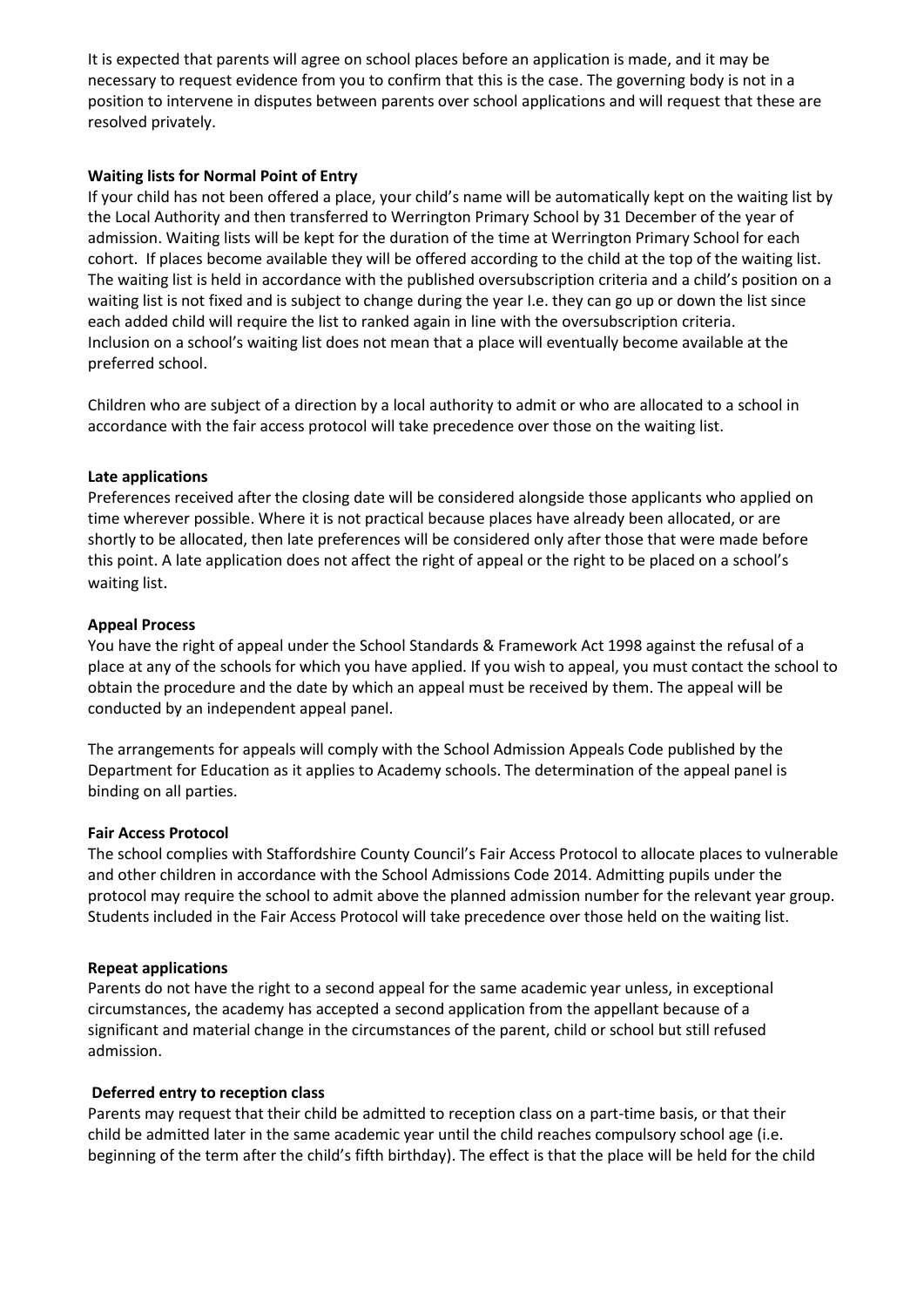It is expected that parents will agree on school places before an application is made, and it may be necessary to request evidence from you to confirm that this is the case. The governing body is not in a position to intervene in disputes between parents over school applications and will request that these are resolved privately.

**Waiting lists for Normal Point of Entry**

If your child has not been offered a place, your child's name will be automatically kept on the waiting list by the Local Authority and then transferred to Werrington Primary School by 31 December of the year of admission. Waiting lists will be kept for the duration of the time at Werrington Primary School for each cohort. If places become available they will be offered according to the child at the top of the waiting list. The waiting list is held in accordance with the published oversubscription criteria and a child's position on a waiting list is not fixed and is subject to change during the year I.e. they can go up or down the list since each added child will require the list to ranked again in line with the oversubscription criteria.
Inclusion on a school's waiting list does not mean that a place will eventually become available at the preferred school.

Children who are subject of a direction by a local authority to admit or who are allocated to a school in accordance with the fair access protocol will take precedence over those on the waiting list.

**Late applications**

Preferences received after the closing date will be considered alongside those applicants who applied on time wherever possible. Where it is not practical because places have already been allocated, or are shortly to be allocated, then late preferences will be considered only after those that were made before this point. A late application does not affect the right of appeal or the right to be placed on a school's waiting list.

**Appeal Process**

You have the right of appeal under the School Standards & Framework Act 1998 against the refusal of a place at any of the schools for which you have applied. If you wish to appeal, you must contact the school to obtain the procedure and the date by which an appeal must be received by them. The appeal will be conducted by an independent appeal panel.

The arrangements for appeals will comply with the School Admission Appeals Code published by the Department for Education as it applies to Academy schools. The determination of the appeal panel is binding on all parties.

**Fair Access Protocol**

The school complies with Staffordshire County Council's Fair Access Protocol to allocate places to vulnerable and other children in accordance with the School Admissions Code 2014. Admitting pupils under the protocol may require the school to admit above the planned admission number for the relevant year group. Students included in the Fair Access Protocol will take precedence over those held on the waiting list.

**Repeat applications**

Parents do not have the right to a second appeal for the same academic year unless, in exceptional circumstances, the academy has accepted a second application from the appellant because of a significant and material change in the circumstances of the parent, child or school but still refused admission.

**Deferred entry to reception class**

Parents may request that their child be admitted to reception class on a part-time basis, or that their child be admitted later in the same academic year until the child reaches compulsory school age (i.e. beginning of the term after the child's fifth birthday). The effect is that the place will be held for the child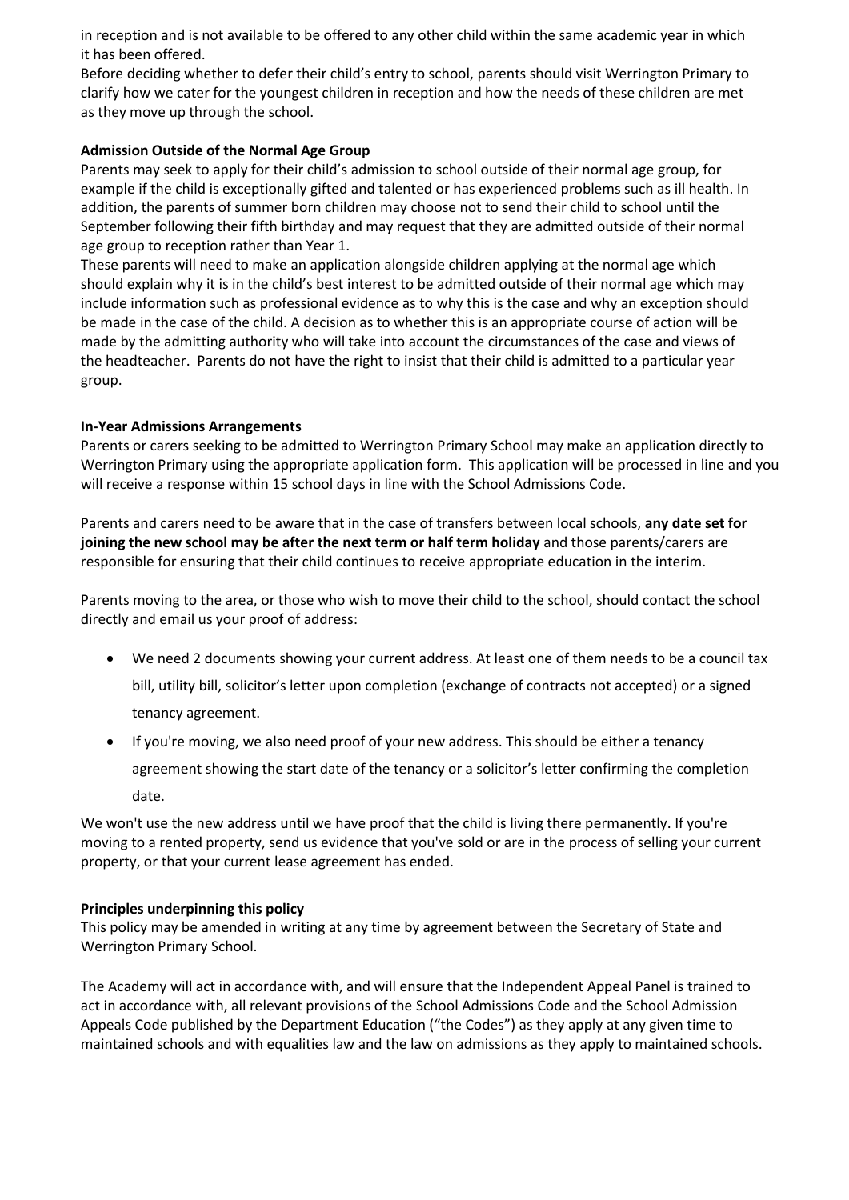in reception and is not available to be offered to any other child within the same academic year in which it has been offered.

Before deciding whether to defer their child's entry to school, parents should visit Werrington Primary to clarify how we cater for the youngest children in reception and how the needs of these children are met as they move up through the school.

**Admission Outside of the Normal Age Group**

Parents may seek to apply for their child's admission to school outside of their normal age group, for example if the child is exceptionally gifted and talented or has experienced problems such as ill health. In addition, the parents of summer born children may choose not to send their child to school until the September following their fifth birthday and may request that they are admitted outside of their normal age group to reception rather than Year 1.

These parents will need to make an application alongside children applying at the normal age which should explain why it is in the child's best interest to be admitted outside of their normal age which may include information such as professional evidence as to why this is the case and why an exception should be made in the case of the child. A decision as to whether this is an appropriate course of action will be made by the admitting authority who will take into account the circumstances of the case and views of the headteacher. Parents do not have the right to insist that their child is admitted to a particular year group.

**In-Year Admissions Arrangements**

Parents or carers seeking to be admitted to Werrington Primary School may make an application directly to Werrington Primary using the appropriate application form. This application will be processed in line and you will receive a response within 15 school days in line with the School Admissions Code.

Parents and carers need to be aware that in the case of transfers between local schools, **any date set for joining the new school may be after the next term or half term holiday** and those parents/carers are responsible for ensuring that their child continues to receive appropriate education in the interim.

Parents moving to the area, or those who wish to move their child to the school, should contact the school directly and email us your proof of address:

- We need 2 documents showing your current address. At least one of them needs to be a council tax bill, utility bill, solicitor's letter upon completion (exchange of contracts not accepted) or a signed tenancy agreement.
- If you're moving, we also need proof of your new address. This should be either a tenancy agreement showing the start date of the tenancy or a solicitor's letter confirming the completion date.

We won't use the new address until we have proof that the child is living there permanently. If you're moving to a rented property, send us evidence that you've sold or are in the process of selling your current property, or that your current lease agreement has ended.

**Principles underpinning this policy**

This policy may be amended in writing at any time by agreement between the Secretary of State and Werrington Primary School.

The Academy will act in accordance with, and will ensure that the Independent Appeal Panel is trained to act in accordance with, all relevant provisions of the School Admissions Code and the School Admission Appeals Code published by the Department Education ("the Codes") as they apply at any given time to maintained schools and with equalities law and the law on admissions as they apply to maintained schools.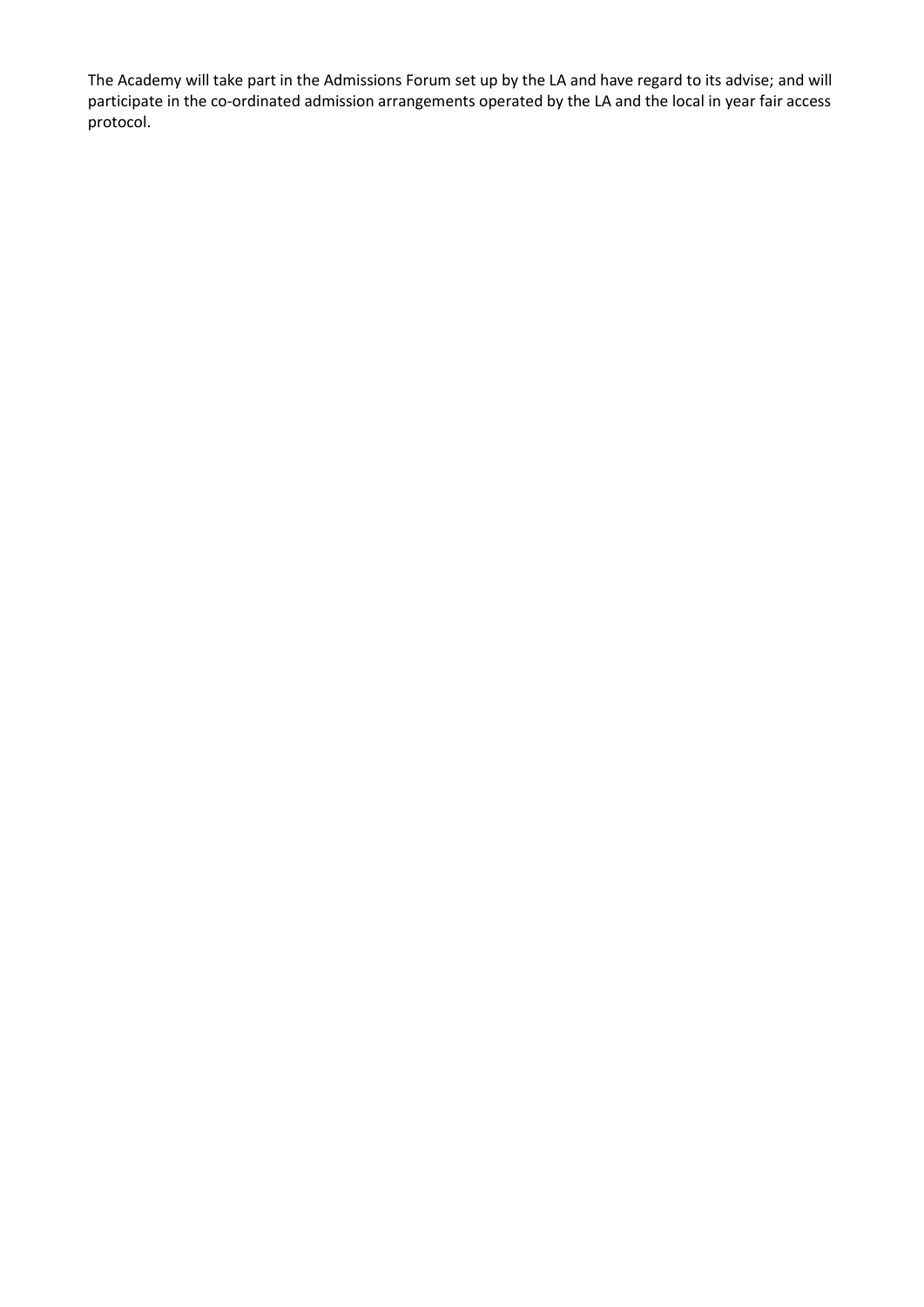The Academy will take part in the Admissions Forum set up by the LA and have regard to its advise; and will participate in the co-ordinated admission arrangements operated by the LA and the local in year fair access protocol.